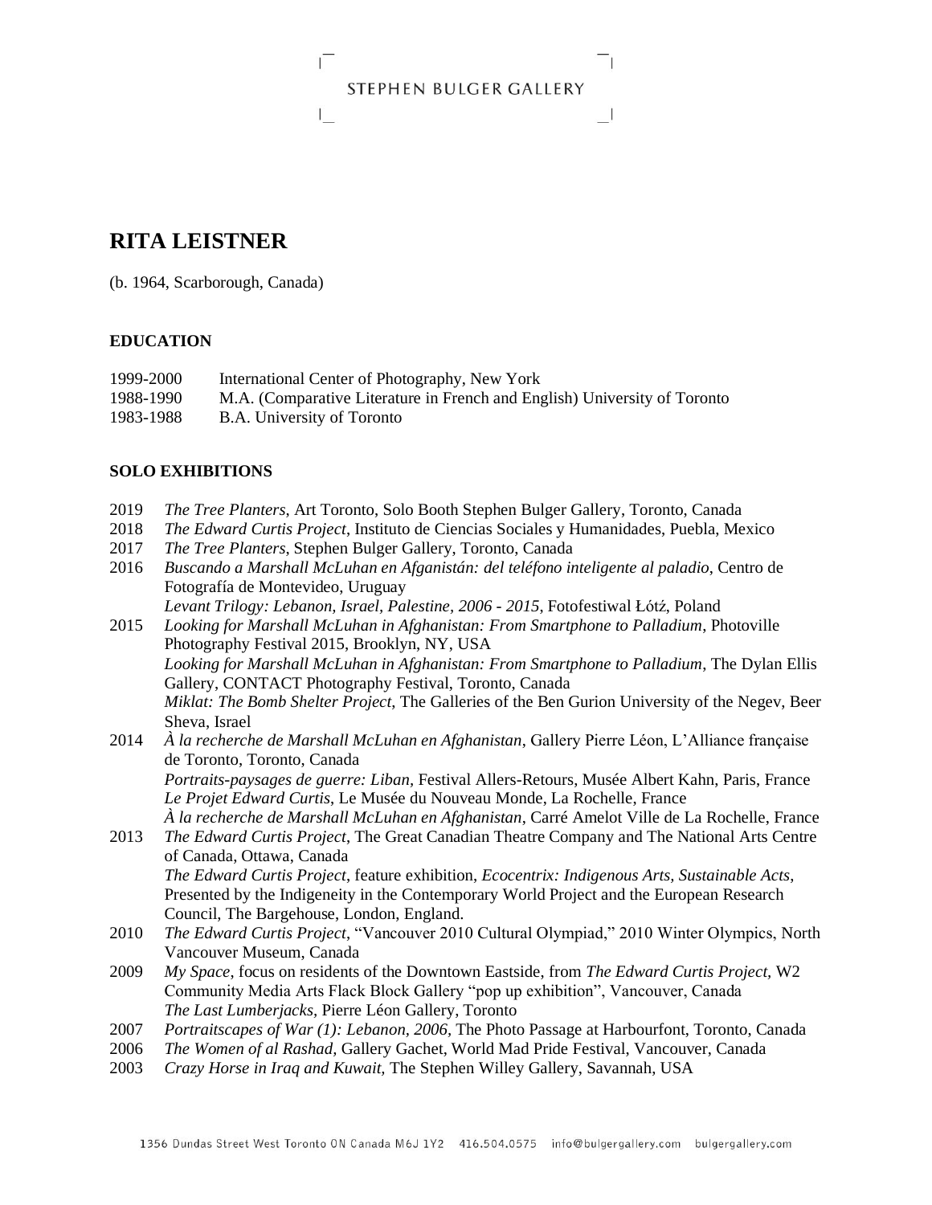STEPHEN BULGER GALLERY

# RITA LEISTNER

(b. 1964, Scarborough, Canada)

## EDUCATION

1999-2000 International Center of Photography, New York
1988-1990 M.A. (Comparative Literature in French and English) University of Toronto
1983-1988 B.A. University of Toronto

## SOLO EXHIBITIONS

2019 *The Tree Planters*, Art Toronto, Solo Booth Stephen Bulger Gallery, Toronto, Canada
2018 *The Edward Curtis Project*, Instituto de Ciencias Sociales y Humanidades, Puebla, Mexico
2017 *The Tree Planters*, Stephen Bulger Gallery, Toronto, Canada
2016 *Buscando a Marshall McLuhan en Afganistán: del teléfono inteligente al paladio*, Centro de Fotografía de Montevideo, Uruguay
*Levant Trilogy: Lebanon, Israel, Palestine, 2006 - 2015*, Fotofestiwal Łótź, Poland
2015 *Looking for Marshall McLuhan in Afghanistan: From Smartphone to Palladium*, Photoville Photography Festival 2015, Brooklyn, NY, USA
*Looking for Marshall McLuhan in Afghanistan: From Smartphone to Palladium*, The Dylan Ellis Gallery, CONTACT Photography Festival, Toronto, Canada
*Miklat: The Bomb Shelter Project*, The Galleries of the Ben Gurion University of the Negev, Beer Sheva, Israel
2014 *À la recherche de Marshall McLuhan en Afghanistan*, Gallery Pierre Léon, L'Alliance française de Toronto, Toronto, Canada
*Portraits-paysages de guerre: Liban*, Festival Allers-Retours, Musée Albert Kahn, Paris, France
*Le Projet Edward Curtis*, Le Musée du Nouveau Monde, La Rochelle, France
*À la recherche de Marshall McLuhan en Afghanistan*, Carré Amelot Ville de La Rochelle, France
2013 *The Edward Curtis Project*, The Great Canadian Theatre Company and The National Arts Centre of Canada, Ottawa, Canada
*The Edward Curtis Project*, feature exhibition, *Ecocentrix: Indigenous Arts, Sustainable Acts*, Presented by the Indigeneity in the Contemporary World Project and the European Research Council, The Bargehouse, London, England.
2010 *The Edward Curtis Project*, "Vancouver 2010 Cultural Olympiad," 2010 Winter Olympics, North Vancouver Museum, Canada
2009 *My Space*, focus on residents of the Downtown Eastside, from *The Edward Curtis Project*, W2 Community Media Arts Flack Block Gallery "pop up exhibition", Vancouver, Canada
*The Last Lumberjacks*, Pierre Léon Gallery, Toronto
2007 *Portraitscapes of War (1): Lebanon, 2006*, The Photo Passage at Harbourfont, Toronto, Canada
2006 *The Women of al Rashad*, Gallery Gachet, World Mad Pride Festival, Vancouver, Canada
2003 *Crazy Horse in Iraq and Kuwait*, The Stephen Willey Gallery, Savannah, USA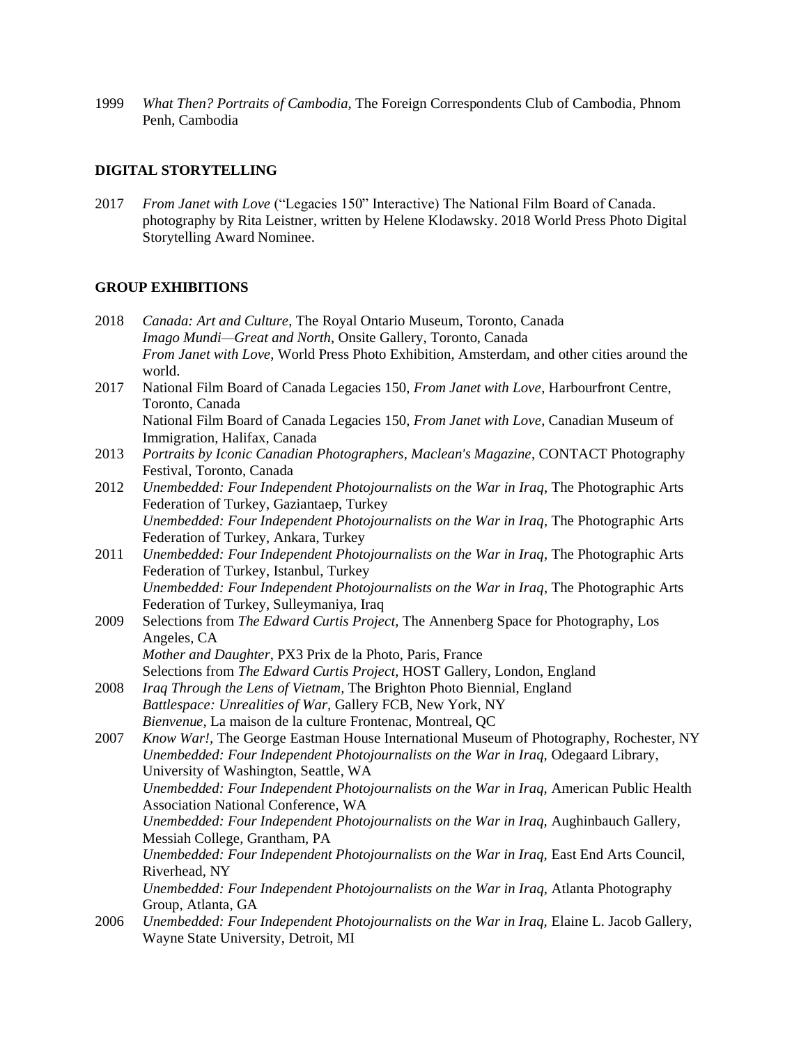1999 *What Then? Portraits of Cambodia,* The Foreign Correspondents Club of Cambodia, Phnom Penh, Cambodia

## DIGITAL STORYTELLING

2017 *From Janet with Love* ("Legacies 150" Interactive) The National Film Board of Canada. photography by Rita Leistner, written by Helene Klodawsky. 2018 World Press Photo Digital Storytelling Award Nominee.

## GROUP EXHIBITIONS

2018 *Canada: Art and Culture,* The Royal Ontario Museum, Toronto, Canada
*Imago Mundi—Great and North*, Onsite Gallery, Toronto, Canada
*From Janet with Love*, World Press Photo Exhibition, Amsterdam, and other cities around the world.

2017 National Film Board of Canada Legacies 150, *From Janet with Love*, Harbourfront Centre, Toronto, Canada
National Film Board of Canada Legacies 150, *From Janet with Love*, Canadian Museum of Immigration, Halifax, Canada

2013 *Portraits by Iconic Canadian Photographers, Maclean's Magazine*, CONTACT Photography Festival, Toronto, Canada

2012 *Unembedded: Four Independent Photojournalists on the War in Iraq*, The Photographic Arts Federation of Turkey, Gaziantaep, Turkey
*Unembedded: Four Independent Photojournalists on the War in Iraq*, The Photographic Arts Federation of Turkey, Ankara, Turkey

2011 *Unembedded: Four Independent Photojournalists on the War in Iraq*, The Photographic Arts Federation of Turkey, Istanbul, Turkey
*Unembedded: Four Independent Photojournalists on the War in Iraq*, The Photographic Arts Federation of Turkey, Sulleymaniya, Iraq

2009 Selections from *The Edward Curtis Project,* The Annenberg Space for Photography, Los Angeles, CA
*Mother and Daughter*, PX3 Prix de la Photo, Paris, France
Selections from *The Edward Curtis Project,* HOST Gallery, London, England

2008 *Iraq Through the Lens of Vietnam,* The Brighton Photo Biennial, England
*Battlespace: Unrealities of War,* Gallery FCB, New York, NY
*Bienvenue,* La maison de la culture Frontenac, Montreal, QC

2007 *Know War!,* The George Eastman House International Museum of Photography, Rochester, NY
*Unembedded: Four Independent Photojournalists on the War in Iraq,* Odegaard Library, University of Washington, Seattle, WA
*Unembedded: Four Independent Photojournalists on the War in Iraq,* American Public Health Association National Conference, WA
*Unembedded: Four Independent Photojournalists on the War in Iraq,* Aughinbauch Gallery, Messiah College, Grantham, PA
*Unembedded: Four Independent Photojournalists on the War in Iraq,* East End Arts Council, Riverhead, NY
*Unembedded: Four Independent Photojournalists on the War in Iraq,* Atlanta Photography Group, Atlanta, GA

2006 *Unembedded: Four Independent Photojournalists on the War in Iraq,* Elaine L. Jacob Gallery, Wayne State University, Detroit, MI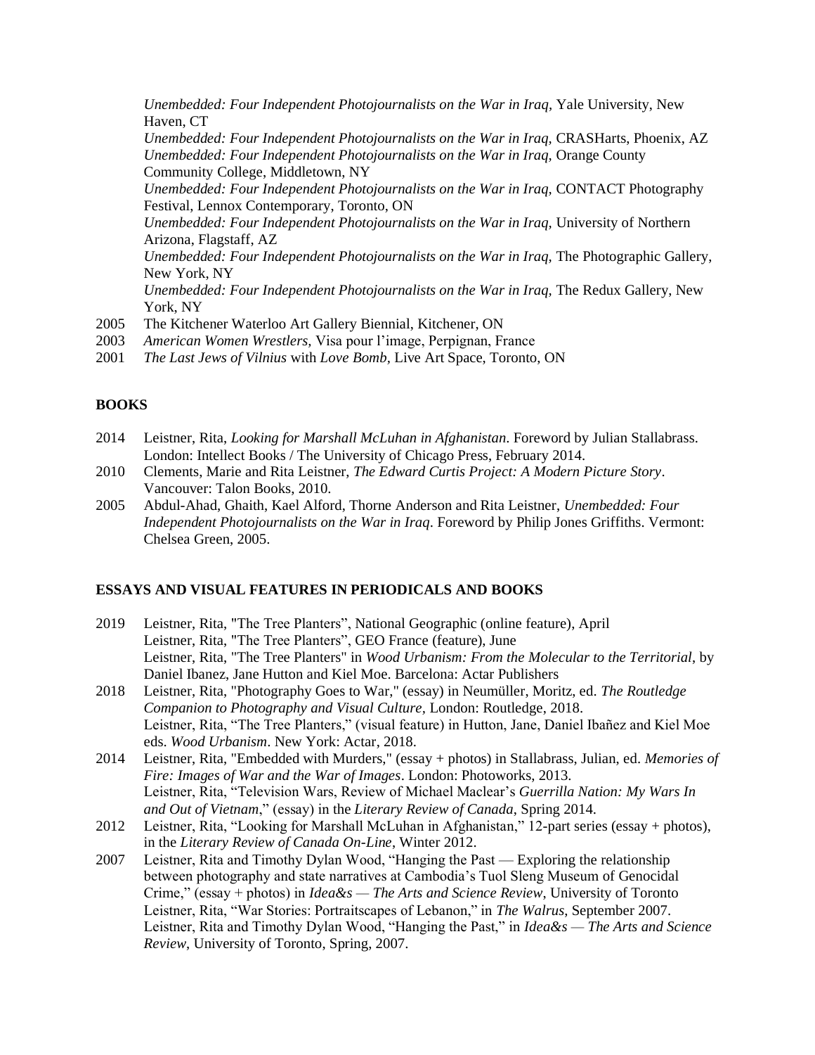*Unembedded: Four Independent Photojournalists on the War in Iraq*, Yale University, New Haven, CT
*Unembedded: Four Independent Photojournalists on the War in Iraq*, CRASHarts, Phoenix, AZ
*Unembedded: Four Independent Photojournalists on the War in Iraq*, Orange County Community College, Middletown, NY
*Unembedded: Four Independent Photojournalists on the War in Iraq*, CONTACT Photography Festival, Lennox Contemporary, Toronto, ON
*Unembedded: Four Independent Photojournalists on the War in Iraq*, University of Northern Arizona, Flagstaff, AZ
*Unembedded: Four Independent Photojournalists on the War in Iraq*, The Photographic Gallery, New York, NY
*Unembedded: Four Independent Photojournalists on the War in Iraq*, The Redux Gallery, New York, NY

2005 The Kitchener Waterloo Art Gallery Biennial, Kitchener, ON
2003 *American Women Wrestlers,* Visa pour l'image, Perpignan, France
2001 *The Last Jews of Vilnius* with *Love Bomb,* Live Art Space, Toronto, ON

**BOOKS**

2014 Leistner, Rita, *Looking for Marshall McLuhan in Afghanistan*. Foreword by Julian Stallabrass. London: Intellect Books / The University of Chicago Press, February 2014.
2010 Clements, Marie and Rita Leistner, *The Edward Curtis Project: A Modern Picture Story*. Vancouver: Talon Books, 2010.
2005 Abdul-Ahad, Ghaith, Kael Alford, Thorne Anderson and Rita Leistner, *Unembedded: Four Independent Photojournalists on the War in Iraq*. Foreword by Philip Jones Griffiths. Vermont: Chelsea Green, 2005.

**ESSAYS AND VISUAL FEATURES IN PERIODICALS AND BOOKS**

2019 Leistner, Rita, "The Tree Planters", National Geographic (online feature), April
Leistner, Rita, "The Tree Planters", GEO France (feature), June
Leistner, Rita, "The Tree Planters" in *Wood Urbanism: From the Molecular to the Territorial*, by Daniel Ibanez, Jane Hutton and Kiel Moe. Barcelona: Actar Publishers
2018 Leistner, Rita, "Photography Goes to War," (essay) in Neumüller, Moritz, ed. *The Routledge Companion to Photography and Visual Culture,* London: Routledge, 2018.
Leistner, Rita, "The Tree Planters," (visual feature) in Hutton, Jane, Daniel Ibañez and Kiel Moe eds. *Wood Urbanism*. New York: Actar, 2018.
2014 Leistner, Rita, "Embedded with Murders," (essay + photos) in Stallabrass, Julian, ed. *Memories of Fire: Images of War and the War of Images*. London: Photoworks, 2013.
Leistner, Rita, "Television Wars, Review of Michael Maclear's *Guerrilla Nation: My Wars In and Out of Vietnam*," (essay) in the *Literary Review of Canada*, Spring 2014.
2012 Leistner, Rita, "Looking for Marshall McLuhan in Afghanistan," 12-part series (essay + photos), in the *Literary Review of Canada On-Line*, Winter 2012.
2007 Leistner, Rita and Timothy Dylan Wood, "Hanging the Past — Exploring the relationship between photography and state narratives at Cambodia's Tuol Sleng Museum of Genocidal Crime," (essay + photos) in *Idea&s — The Arts and Science Review*, University of Toronto
Leistner, Rita, "War Stories: Portraitscapes of Lebanon," in *The Walrus*, September 2007.
Leistner, Rita and Timothy Dylan Wood, "Hanging the Past," in *Idea&s — The Arts and Science Review*, University of Toronto, Spring, 2007.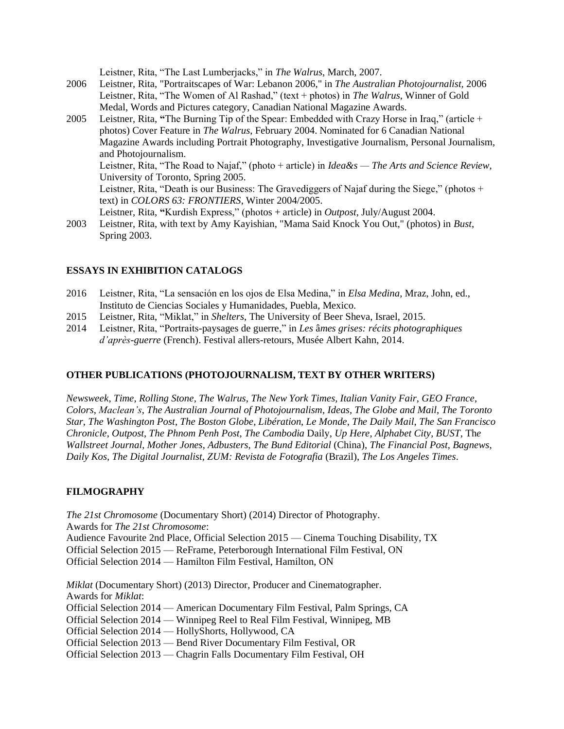Leistner, Rita, “The Last Lumberjacks,” in *The Walrus*, March, 2007.

2006 Leistner, Rita, "Portraitscapes of War: Lebanon 2006," in *The Australian Photojournalist*, 2006

Leistner, Rita, “The Women of Al Rashad,” (text + photos) in *The Walrus*, Winner of Gold Medal, Words and Pictures category, Canadian National Magazine Awards.

2005 Leistner, Rita, **“**The Burning Tip of the Spear: Embedded with Crazy Horse in Iraq,” (article + photos) Cover Feature in *The Walrus*, February 2004. Nominated for 6 Canadian National Magazine Awards including Portrait Photography, Investigative Journalism, Personal Journalism, and Photojournalism.

Leistner, Rita, “The Road to Najaf,” (photo + article) in *Idea&s — The Arts and Science Review*, University of Toronto, Spring 2005.

Leistner, Rita, “Death is our Business: The Gravediggers of Najaf during the Siege,” (photos + text) in *COLORS 63: FRONTIERS*, Winter 2004/2005.

Leistner, Rita, **“**Kurdish Express,” (photos + article) in *Outpost*, July/August 2004.

2003 Leistner, Rita, with text by Amy Kayishian, "Mama Said Knock You Out," (photos) in *Bust*, Spring 2003.

## ESSAYS IN EXHIBITION CATALOGS

2016 Leistner, Rita, “La sensación en los ojos de Elsa Medina,” in *Elsa Medina*, Mraz, John, ed., Instituto de Ciencias Sociales y Humanidades, Puebla, Mexico.

2015 Leistner, Rita, “Miklat,” in *Shelters*, The University of Beer Sheva, Israel, 2015.

2014 Leistner, Rita, “Portraits-paysages de guerre,” in *Les âmes grises: récits photographiques d’après-guerre* (French). Festival allers-retours, Musée Albert Kahn, 2014.

## OTHER PUBLICATIONS (PHOTOJOURNALISM, TEXT BY OTHER WRITERS)

*Newsweek*, *Time*, *Rolling Stone*, *The Walrus*, *The New York Times*, *Italian Vanity Fair*, *GEO France*, *Colors*, *Maclean’s*, *The Australian Journal of Photojournalism*, *Ideas*, *The Globe and Mail*, *The Toronto Star*, *The Washington Post*, *The Boston Globe*, *Libération*, *Le Monde*, *The Daily Mail*, *The San Francisco Chronicle*, *Outpost*, *The Phnom Penh Post*, *The Cambodia* Daily, *Up Here*, *Alphabet City*, *BUST*, The *Wallstreet Journal*, *Mother Jones*, *Adbusters*, *The Bund Editorial* (China), *The Financial Post*, *Bagnews*, *Daily Kos*, *The Digital Journalist*, *ZUM: Revista de Fotografia* (Brazil), *The Los Angeles Times*.

## FILMOGRAPHY

*The 21st Chromosome* (Documentary Short) (2014) Director of Photography.
Awards for *The 21st Chromosome*:
Audience Favourite 2nd Place, Official Selection 2015 — Cinema Touching Disability, TX
Official Selection 2015 — ReFrame, Peterborough International Film Festival, ON
Official Selection 2014 — Hamilton Film Festival, Hamilton, ON

*Miklat* (Documentary Short) (2013) Director, Producer and Cinematographer.
Awards for *Miklat*:
Official Selection 2014 — American Documentary Film Festival, Palm Springs, CA
Official Selection 2014 — Winnipeg Reel to Real Film Festival, Winnipeg, MB
Official Selection 2014 — HollyShorts, Hollywood, CA
Official Selection 2013 — Bend River Documentary Film Festival, OR
Official Selection 2013 — Chagrin Falls Documentary Film Festival, OH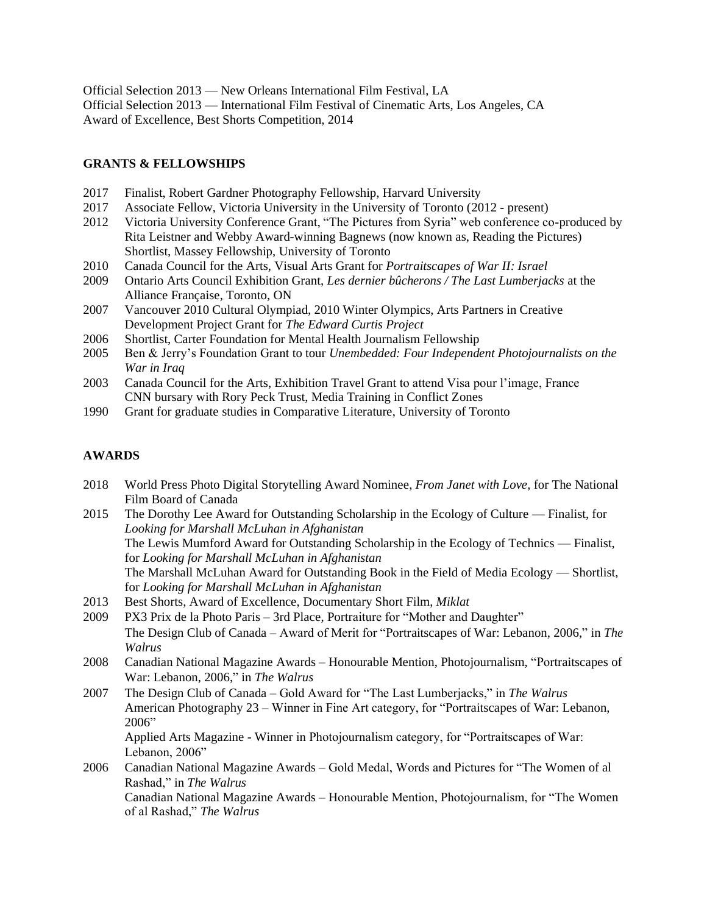Official Selection 2013 — New Orleans International Film Festival, LA
Official Selection 2013 — International Film Festival of Cinematic Arts, Los Angeles, CA
Award of Excellence, Best Shorts Competition, 2014

## GRANTS & FELLOWSHIPS

2017 Finalist, Robert Gardner Photography Fellowship, Harvard University
2017 Associate Fellow, Victoria University in the University of Toronto (2012 - present)
2012 Victoria University Conference Grant, "The Pictures from Syria" web conference co-produced by Rita Leistner and Webby Award-winning Bagnews (now known as, Reading the Pictures)
Shortlist, Massey Fellowship, University of Toronto
2010 Canada Council for the Arts, Visual Arts Grant for *Portraitscapes of War II: Israel*
2009 Ontario Arts Council Exhibition Grant, *Les dernier bûcherons / The Last Lumberjacks* at the Alliance Française, Toronto, ON
2007 Vancouver 2010 Cultural Olympiad, 2010 Winter Olympics, Arts Partners in Creative Development Project Grant for *The Edward Curtis Project*
2006 Shortlist, Carter Foundation for Mental Health Journalism Fellowship
2005 Ben & Jerry's Foundation Grant to tour *Unembedded: Four Independent Photojournalists on the War in Iraq*
2003 Canada Council for the Arts, Exhibition Travel Grant to attend Visa pour l'image, France
CNN bursary with Rory Peck Trust, Media Training in Conflict Zones
1990 Grant for graduate studies in Comparative Literature, University of Toronto

## AWARDS

2018 World Press Photo Digital Storytelling Award Nominee, *From Janet with Love*, for The National Film Board of Canada
2015 The Dorothy Lee Award for Outstanding Scholarship in the Ecology of Culture — Finalist, for *Looking for Marshall McLuhan in Afghanistan*
The Lewis Mumford Award for Outstanding Scholarship in the Ecology of Technics — Finalist, for *Looking for Marshall McLuhan in Afghanistan*
The Marshall McLuhan Award for Outstanding Book in the Field of Media Ecology — Shortlist, for *Looking for Marshall McLuhan in Afghanistan*
2013 Best Shorts, Award of Excellence, Documentary Short Film, *Miklat*
2009 PX3 Prix de la Photo Paris – 3rd Place, Portraiture for "Mother and Daughter"
The Design Club of Canada – Award of Merit for "Portraitscapes of War: Lebanon, 2006," in *The Walrus*
2008 Canadian National Magazine Awards – Honourable Mention, Photojournalism, "Portraitscapes of War: Lebanon, 2006," in *The Walrus*
2007 The Design Club of Canada – Gold Award for "The Last Lumberjacks," in *The Walrus*
American Photography 23 – Winner in Fine Art category, for "Portraitscapes of War: Lebanon, 2006"
Applied Arts Magazine - Winner in Photojournalism category, for "Portraitscapes of War: Lebanon, 2006"
2006 Canadian National Magazine Awards – Gold Medal, Words and Pictures for "The Women of al Rashad," in *The Walrus*
Canadian National Magazine Awards – Honourable Mention, Photojournalism, for "The Women of al Rashad," *The Walrus*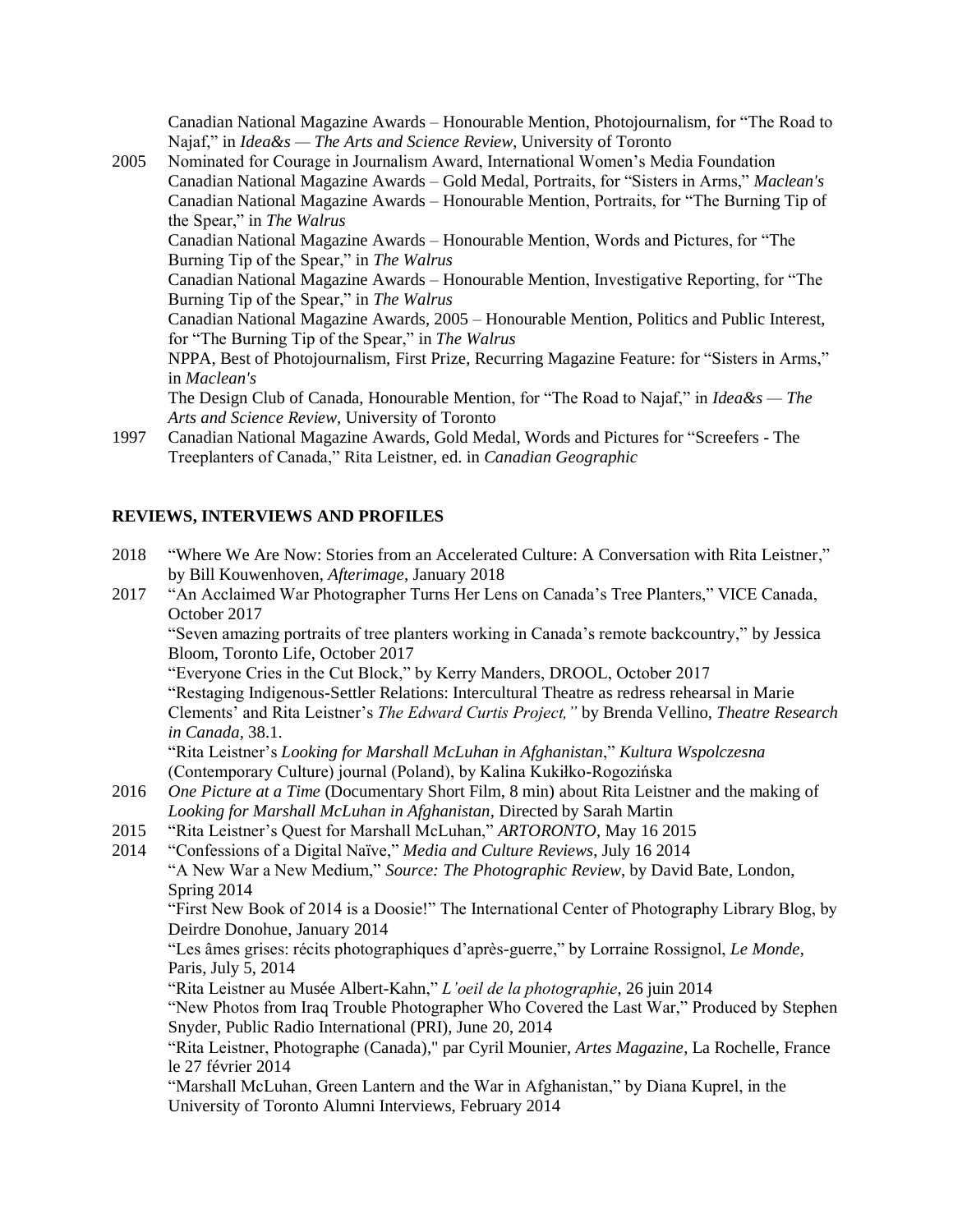Canadian National Magazine Awards – Honourable Mention, Photojournalism, for "The Road to Najaf," in *Idea&s — The Arts and Science Review*, University of Toronto

2005 Nominated for Courage in Journalism Award, International Women's Media Foundation
Canadian National Magazine Awards – Gold Medal, Portraits, for "Sisters in Arms," *Maclean's*
Canadian National Magazine Awards – Honourable Mention, Portraits, for "The Burning Tip of the Spear," in *The Walrus*
Canadian National Magazine Awards – Honourable Mention, Words and Pictures, for "The Burning Tip of the Spear," in *The Walrus*
Canadian National Magazine Awards – Honourable Mention, Investigative Reporting, for "The Burning Tip of the Spear," in *The Walrus*
Canadian National Magazine Awards, 2005 – Honourable Mention, Politics and Public Interest, for "The Burning Tip of the Spear," in *The Walrus*
NPPA, Best of Photojournalism, First Prize, Recurring Magazine Feature: for "Sisters in Arms," in *Maclean's*
The Design Club of Canada, Honourable Mention, for "The Road to Najaf," in *Idea&s — The Arts and Science Review*, University of Toronto

1997 Canadian National Magazine Awards, Gold Medal, Words and Pictures for "Screefers - The Treeplanters of Canada," Rita Leistner, ed. in *Canadian Geographic*

## REVIEWS, INTERVIEWS AND PROFILES

2018 "Where We Are Now: Stories from an Accelerated Culture: A Conversation with Rita Leistner," by Bill Kouwenhoven, *Afterimage*, January 2018

2017 "An Acclaimed War Photographer Turns Her Lens on Canada's Tree Planters," VICE Canada, October 2017
"Seven amazing portraits of tree planters working in Canada's remote backcountry," by Jessica Bloom, Toronto Life, October 2017
"Everyone Cries in the Cut Block," by Kerry Manders, DROOL, October 2017
"Restaging Indigenous-Settler Relations: Intercultural Theatre as redress rehearsal in Marie Clements' and Rita Leistner's *The Edward Curtis Project,"* by Brenda Vellino, *Theatre Research in Canada*, 38.1.
"Rita Leistner's *Looking for Marshall McLuhan in Afghanistan*," *Kultura Wspolczesna* (Contemporary Culture) journal (Poland), by Kalina Kukiłko-Rogozińska

2016 *One Picture at a Time* (Documentary Short Film, 8 min) about Rita Leistner and the making of *Looking for Marshall McLuhan in Afghanistan*, Directed by Sarah Martin

2015 "Rita Leistner's Quest for Marshall McLuhan," *ARTORONTO*, May 16 2015

2014 "Confessions of a Digital Naïve," *Media and Culture Reviews*, July 16 2014
"A New War a New Medium," *Source: The Photographic Review*, by David Bate, London, Spring 2014
"First New Book of 2014 is a Doosie!" The International Center of Photography Library Blog, by Deirdre Donohue, January 2014
"Les âmes grises: récits photographiques d'après-guerre," by Lorraine Rossignol, *Le Monde*, Paris, July 5, 2014
"Rita Leistner au Musée Albert-Kahn," *L'oeil de la photographie*, 26 juin 2014
"New Photos from Iraq Trouble Photographer Who Covered the Last War," Produced by Stephen Snyder, Public Radio International (PRI), June 20, 2014
"Rita Leistner, Photographe (Canada)," par Cyril Mounier, *Artes Magazine*, La Rochelle, France le 27 février 2014
"Marshall McLuhan, Green Lantern and the War in Afghanistan," by Diana Kuprel, in the University of Toronto Alumni Interviews, February 2014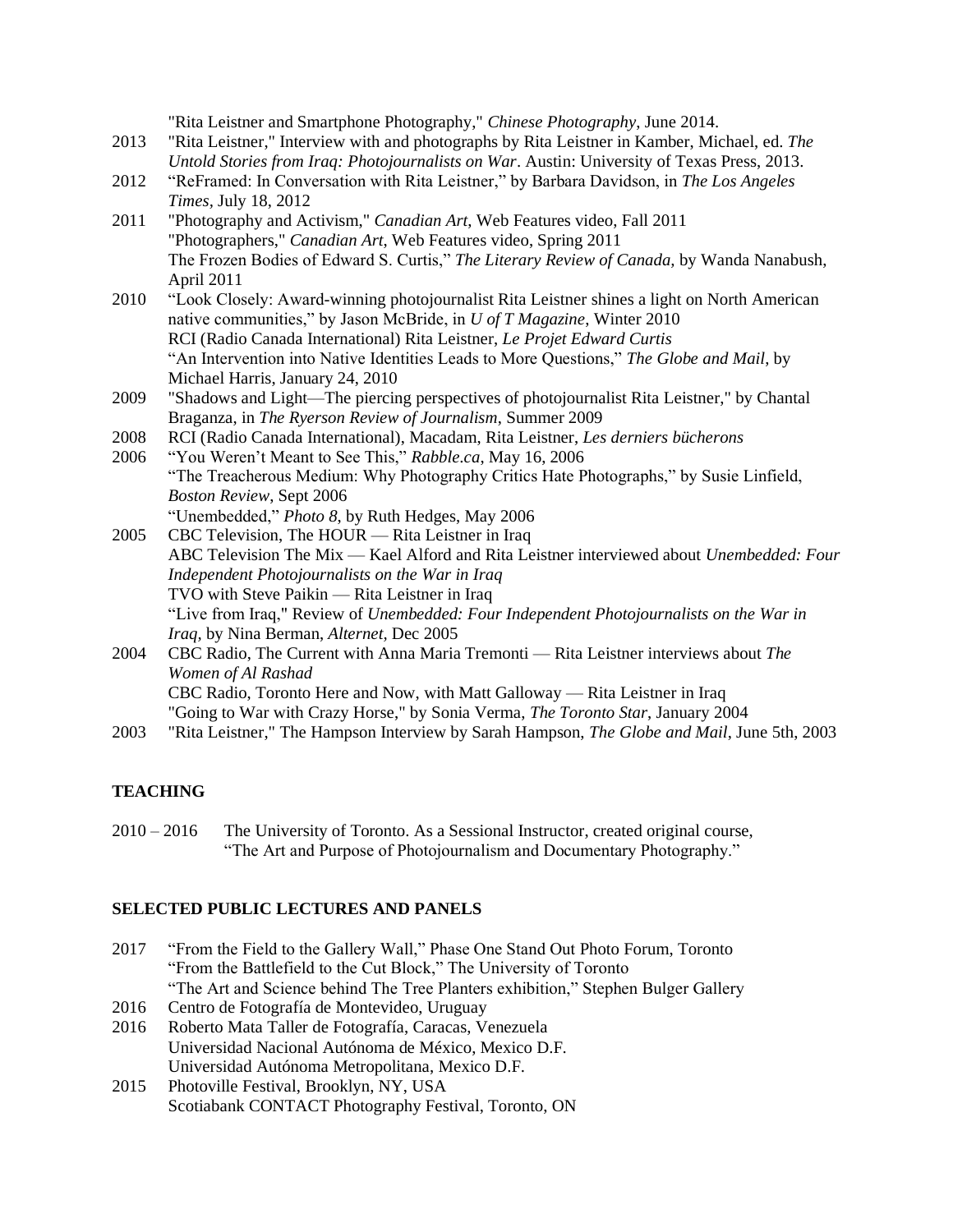"Rita Leistner and Smartphone Photography," *Chinese Photography*, June 2014.

2013 "Rita Leistner," Interview with and photographs by Rita Leistner in Kamber, Michael, ed. *The Untold Stories from Iraq: Photojournalists on War*. Austin: University of Texas Press, 2013.

2012 "ReFramed: In Conversation with Rita Leistner," by Barbara Davidson, in *The Los Angeles Times*, July 18, 2012

2011 "Photography and Activism," *Canadian Art*, Web Features video, Fall 2011
"Photographers," *Canadian Art*, Web Features video, Spring 2011
The Frozen Bodies of Edward S. Curtis," *The Literary Review of Canada*, by Wanda Nanabush, April 2011

2010 "Look Closely: Award-winning photojournalist Rita Leistner shines a light on North American native communities," by Jason McBride, in *U of T Magazine*, Winter 2010
RCI (Radio Canada International) Rita Leistner, *Le Projet Edward Curtis*
"An Intervention into Native Identities Leads to More Questions," *The Globe and Mail*, by Michael Harris, January 24, 2010

2009 "Shadows and Light—The piercing perspectives of photojournalist Rita Leistner," by Chantal Braganza, in *The Ryerson Review of Journalism*, Summer 2009

2008 RCI (Radio Canada International), Macadam, Rita Leistner, *Les derniers bücherons*

2006 "You Weren't Meant to See This," *Rabble.ca*, May 16, 2006
"The Treacherous Medium: Why Photography Critics Hate Photographs," by Susie Linfield, *Boston Review*, Sept 2006
"Unembedded," *Photo 8*, by Ruth Hedges, May 2006

2005 CBC Television, The HOUR — Rita Leistner in Iraq
ABC Television The Mix — Kael Alford and Rita Leistner interviewed about *Unembedded: Four Independent Photojournalists on the War in Iraq*
TVO with Steve Paikin — Rita Leistner in Iraq
"Live from Iraq," Review of *Unembedded: Four Independent Photojournalists on the War in Iraq*, by Nina Berman, *Alternet*, Dec 2005

2004 CBC Radio, The Current with Anna Maria Tremonti — Rita Leistner interviews about *The Women of Al Rashad*
CBC Radio, Toronto Here and Now, with Matt Galloway — Rita Leistner in Iraq
"Going to War with Crazy Horse," by Sonia Verma, *The Toronto Star*, January 2004

2003 "Rita Leistner," The Hampson Interview by Sarah Hampson, *The Globe and Mail*, June 5th, 2003

## TEACHING

2010 – 2016 The University of Toronto. As a Sessional Instructor, created original course, "The Art and Purpose of Photojournalism and Documentary Photography."

## SELECTED PUBLIC LECTURES AND PANELS

2017 "From the Field to the Gallery Wall," Phase One Stand Out Photo Forum, Toronto
"From the Battlefield to the Cut Block," The University of Toronto
"The Art and Science behind The Tree Planters exhibition," Stephen Bulger Gallery

2016 Centro de Fotografía de Montevideo, Uruguay

2016 Roberto Mata Taller de Fotografía, Caracas, Venezuela
Universidad Nacional Autónoma de México, Mexico D.F.
Universidad Autónoma Metropolitana, Mexico D.F.

2015 Photoville Festival, Brooklyn, NY, USA
Scotiabank CONTACT Photography Festival, Toronto, ON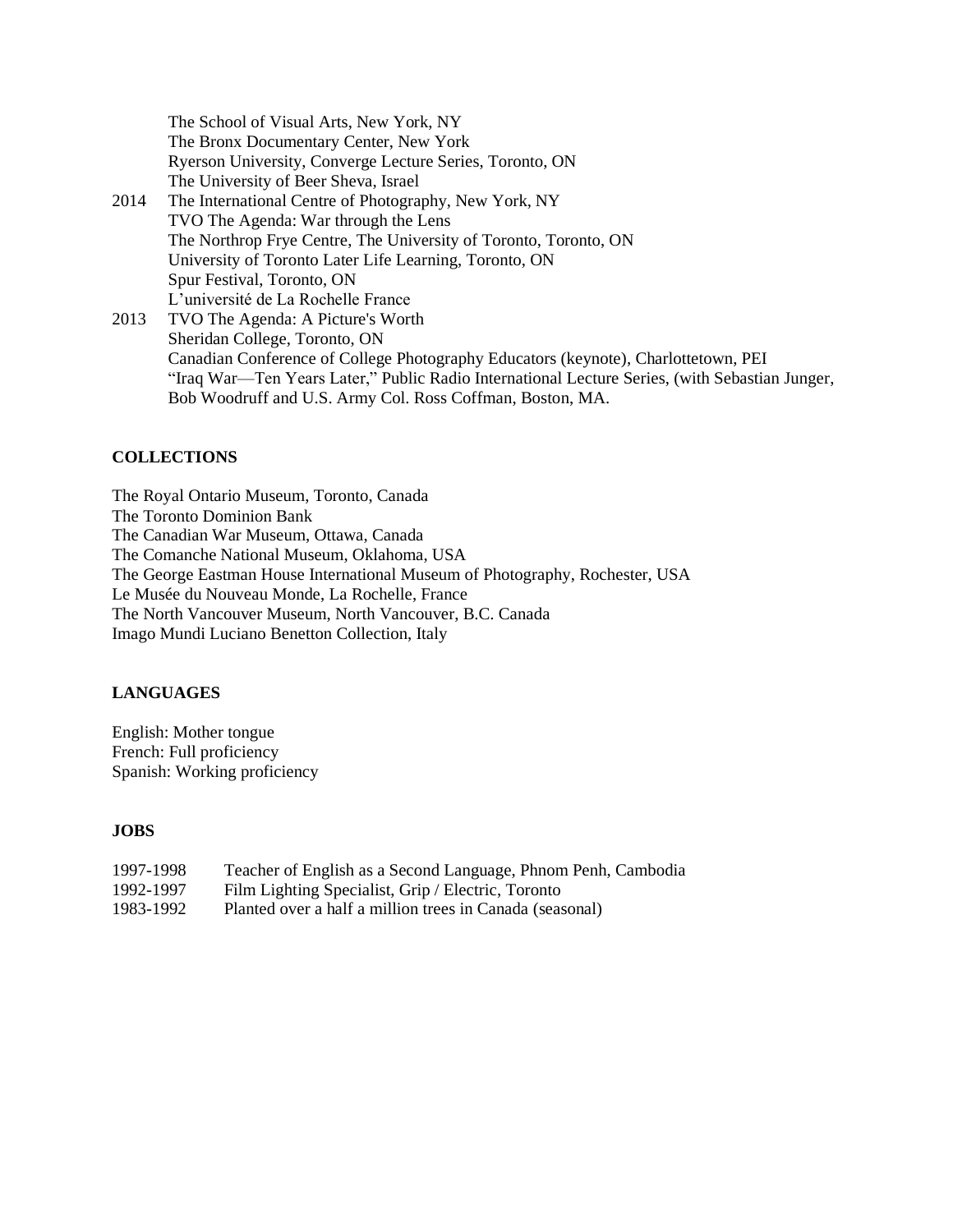The School of Visual Arts, New York, NY
The Bronx Documentary Center, New York
Ryerson University, Converge Lecture Series, Toronto, ON
The University of Beer Sheva, Israel

2014 The International Centre of Photography, New York, NY
TVO The Agenda: War through the Lens
The Northrop Frye Centre, The University of Toronto, Toronto, ON
University of Toronto Later Life Learning, Toronto, ON
Spur Festival, Toronto, ON
L'université de La Rochelle France

2013 TVO The Agenda: A Picture's Worth
Sheridan College, Toronto, ON
Canadian Conference of College Photography Educators (keynote), Charlottetown, PEI
"Iraq War—Ten Years Later," Public Radio International Lecture Series, (with Sebastian Junger, Bob Woodruff and U.S. Army Col. Ross Coffman, Boston, MA.

**COLLECTIONS**

The Royal Ontario Museum, Toronto, Canada
The Toronto Dominion Bank
The Canadian War Museum, Ottawa, Canada
The Comanche National Museum, Oklahoma, USA
The George Eastman House International Museum of Photography, Rochester, USA
Le Musée du Nouveau Monde, La Rochelle, France
The North Vancouver Museum, North Vancouver, B.C. Canada
Imago Mundi Luciano Benetton Collection, Italy

**LANGUAGES**

English: Mother tongue
French: Full proficiency
Spanish: Working proficiency

**JOBS**

1997-1998 Teacher of English as a Second Language, Phnom Penh, Cambodia
1992-1997 Film Lighting Specialist, Grip / Electric, Toronto
1983-1992 Planted over a half a million trees in Canada (seasonal)